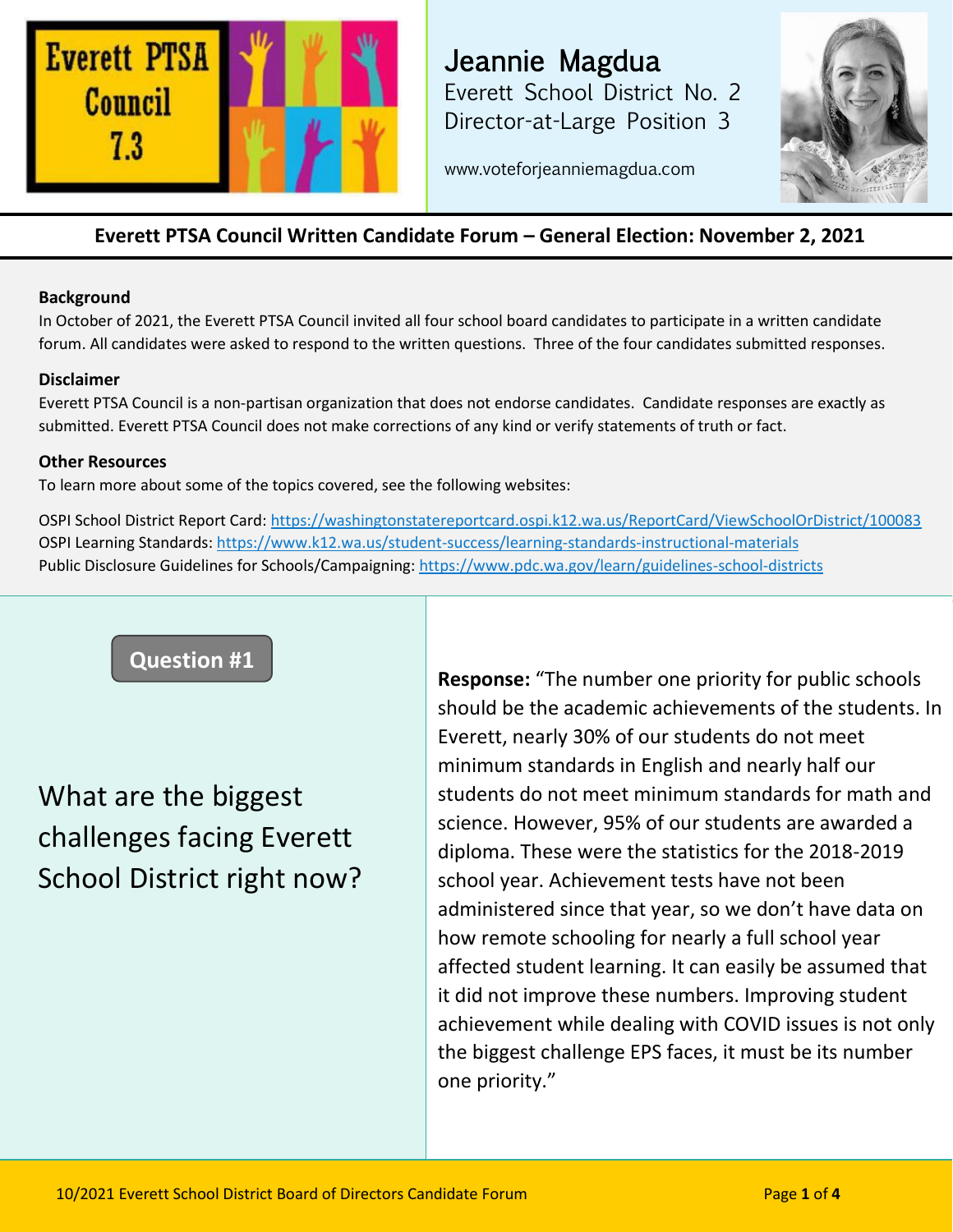Everett PTSA Council 7.3

# Jeannie Magdua

Everett School District No. 2
Director-at-Large Position 3

www.voteforjeanniemagdua.com

## Everett PTSA Council Written Candidate Forum – General Election: November 2, 2021

**Background**

In October of 2021, the Everett PTSA Council invited all four school board candidates to participate in a written candidate forum. All candidates were asked to respond to the written questions. Three of the four candidates submitted responses.

**Disclaimer**

Everett PTSA Council is a non-partisan organization that does not endorse candidates. Candidate responses are exactly as submitted. Everett PTSA Council does not make corrections of any kind or verify statements of truth or fact.

**Other Resources**

To learn more about some of the topics covered, see the following websites:

OSPI School District Report Card: https://washingtonstatereportcard.ospi.k12.wa.us/ReportCard/ViewSchoolOrDistrict/100083
OSPI Learning Standards: https://www.k12.wa.us/student-success/learning-standards-instructional-materials
Public Disclosure Guidelines for Schools/Campaigning: https://www.pdc.wa.gov/learn/guidelines-school-districts

### Question #1

What are the biggest challenges facing Everett School District right now?

**Response:** "The number one priority for public schools should be the academic achievements of the students. In Everett, nearly 30% of our students do not meet minimum standards in English and nearly half our students do not meet minimum standards for math and science. However, 95% of our students are awarded a diploma. These were the statistics for the 2018-2019 school year. Achievement tests have not been administered since that year, so we don't have data on how remote schooling for nearly a full school year affected student learning. It can easily be assumed that it did not improve these numbers. Improving student achievement while dealing with COVID issues is not only the biggest challenge EPS faces, it must be its number one priority."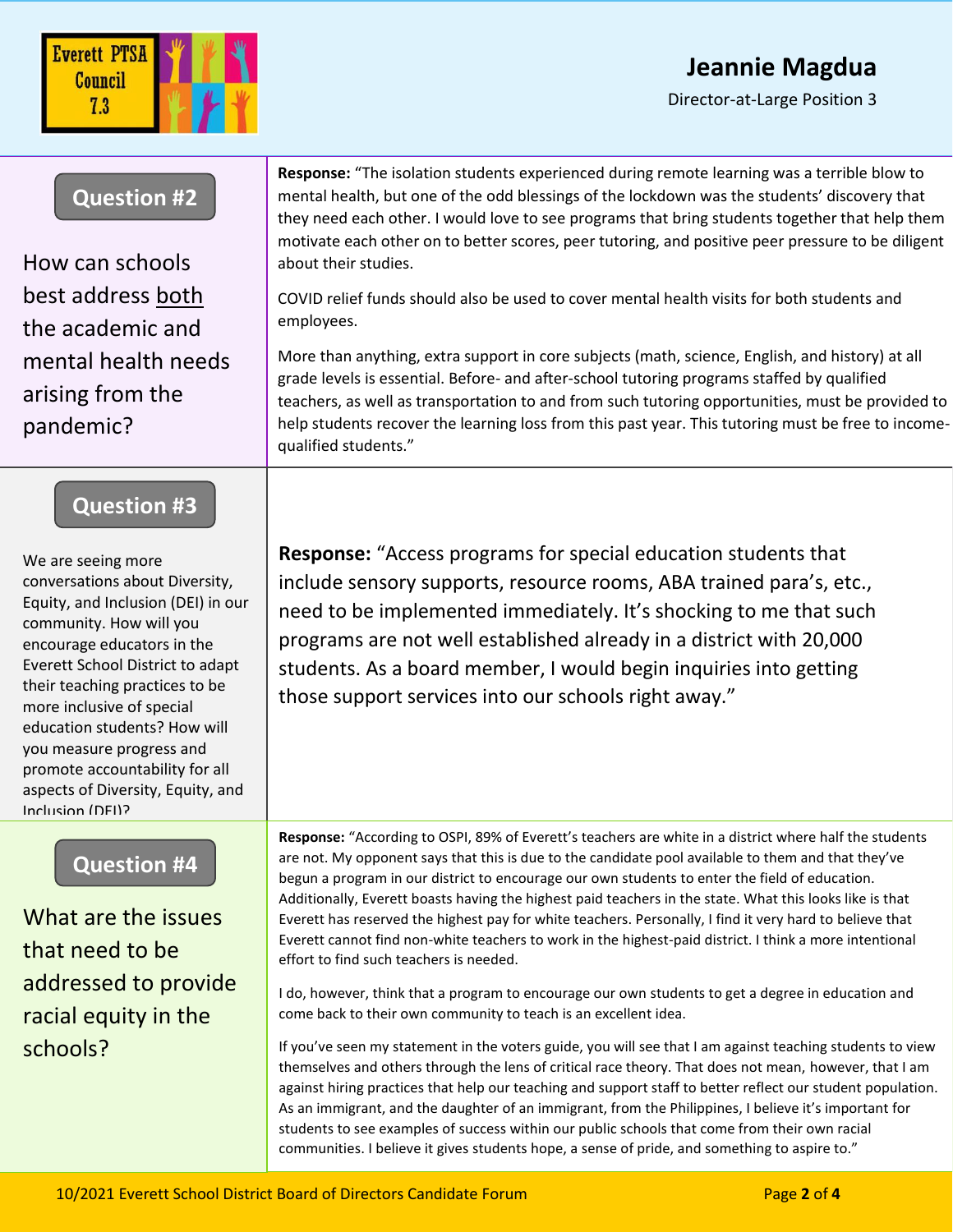# Jeannie Magdua

Director-at-Large Position 3

## Question #2

How can schools best address both the academic and mental health needs arising from the pandemic?

**Response:** "The isolation students experienced during remote learning was a terrible blow to mental health, but one of the odd blessings of the lockdown was the students' discovery that they need each other. I would love to see programs that bring students together that help them motivate each other on to better scores, peer tutoring, and positive peer pressure to be diligent about their studies.

COVID relief funds should also be used to cover mental health visits for both students and employees.

More than anything, extra support in core subjects (math, science, English, and history) at all grade levels is essential. Before- and after-school tutoring programs staffed by qualified teachers, as well as transportation to and from such tutoring opportunities, must be provided to help students recover the learning loss from this past year. This tutoring must be free to income-qualified students."

## Question #3

We are seeing more conversations about Diversity, Equity, and Inclusion (DEI) in our community. How will you encourage educators in the Everett School District to adapt their teaching practices to be more inclusive of special education students? How will you measure progress and promote accountability for all aspects of Diversity, Equity, and Inclusion (DEI)?

**Response:** "Access programs for special education students that include sensory supports, resource rooms, ABA trained para's, etc., need to be implemented immediately. It's shocking to me that such programs are not well established already in a district with 20,000 students. As a board member, I would begin inquiries into getting those support services into our schools right away."

## Question #4

What are the issues that need to be addressed to provide racial equity in the schools?

**Response:** "According to OSPI, 89% of Everett's teachers are white in a district where half the students are not. My opponent says that this is due to the candidate pool available to them and that they've begun a program in our district to encourage our own students to enter the field of education. Additionally, Everett boasts having the highest paid teachers in the state. What this looks like is that Everett has reserved the highest pay for white teachers. Personally, I find it very hard to believe that Everett cannot find non-white teachers to work in the highest-paid district. I think a more intentional effort to find such teachers is needed.

I do, however, think that a program to encourage our own students to get a degree in education and come back to their own community to teach is an excellent idea.

If you've seen my statement in the voters guide, you will see that I am against teaching students to view themselves and others through the lens of critical race theory. That does not mean, however, that I am against hiring practices that help our teaching and support staff to better reflect our student population. As an immigrant, and the daughter of an immigrant, from the Philippines, I believe it's important for students to see examples of success within our public schools that come from their own racial communities. I believe it gives students hope, a sense of pride, and something to aspire to."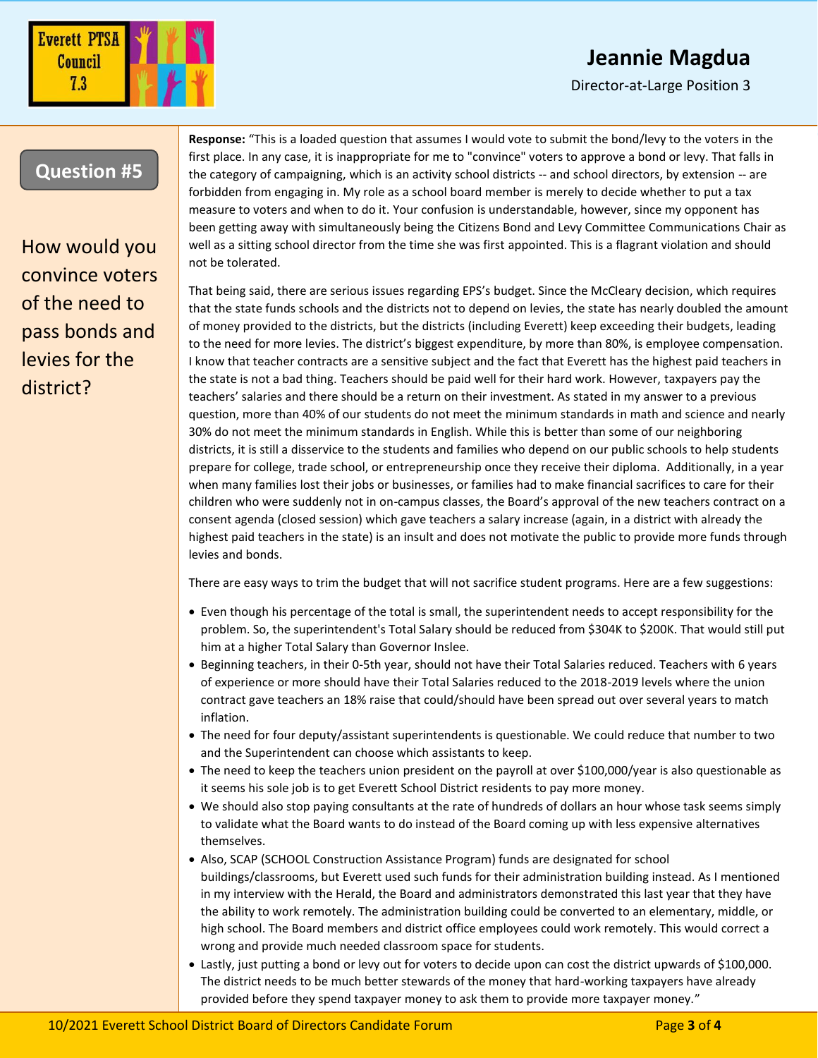Everett PTSA Council 7.3

# Jeannie Magdua

Director-at-Large Position 3

## Question #5

How would you convince voters of the need to pass bonds and levies for the district?

**Response:** "This is a loaded question that assumes I would vote to submit the bond/levy to the voters in the first place. In any case, it is inappropriate for me to "convince" voters to approve a bond or levy. That falls in the category of campaigning, which is an activity school districts -- and school directors, by extension -- are forbidden from engaging in. My role as a school board member is merely to decide whether to put a tax measure to voters and when to do it. Your confusion is understandable, however, since my opponent has been getting away with simultaneously being the Citizens Bond and Levy Committee Communications Chair as well as a sitting school director from the time she was first appointed. This is a flagrant violation and should not be tolerated.

That being said, there are serious issues regarding EPS's budget. Since the McCleary decision, which requires that the state funds schools and the districts not to depend on levies, the state has nearly doubled the amount of money provided to the districts, but the districts (including Everett) keep exceeding their budgets, leading to the need for more levies. The district's biggest expenditure, by more than 80%, is employee compensation. I know that teacher contracts are a sensitive subject and the fact that Everett has the highest paid teachers in the state is not a bad thing. Teachers should be paid well for their hard work. However, taxpayers pay the teachers' salaries and there should be a return on their investment. As stated in my answer to a previous question, more than 40% of our students do not meet the minimum standards in math and science and nearly 30% do not meet the minimum standards in English. While this is better than some of our neighboring districts, it is still a disservice to the students and families who depend on our public schools to help students prepare for college, trade school, or entrepreneurship once they receive their diploma. Additionally, in a year when many families lost their jobs or businesses, or families had to make financial sacrifices to care for their children who were suddenly not in on-campus classes, the Board's approval of the new teachers contract on a consent agenda (closed session) which gave teachers a salary increase (again, in a district with already the highest paid teachers in the state) is an insult and does not motivate the public to provide more funds through levies and bonds.

There are easy ways to trim the budget that will not sacrifice student programs. Here are a few suggestions:

- Even though his percentage of the total is small, the superintendent needs to accept responsibility for the problem. So, the superintendent's Total Salary should be reduced from $304K to $200K. That would still put him at a higher Total Salary than Governor Inslee.
- Beginning teachers, in their 0-5th year, should not have their Total Salaries reduced. Teachers with 6 years of experience or more should have their Total Salaries reduced to the 2018-2019 levels where the union contract gave teachers an 18% raise that could/should have been spread out over several years to match inflation.
- The need for four deputy/assistant superintendents is questionable. We could reduce that number to two and the Superintendent can choose which assistants to keep.
- The need to keep the teachers union president on the payroll at over $100,000/year is also questionable as it seems his sole job is to get Everett School District residents to pay more money.
- We should also stop paying consultants at the rate of hundreds of dollars an hour whose task seems simply to validate what the Board wants to do instead of the Board coming up with less expensive alternatives themselves.
- Also, SCAP (SCHOOL Construction Assistance Program) funds are designated for school buildings/classrooms, but Everett used such funds for their administration building instead. As I mentioned in my interview with the Herald, the Board and administrators demonstrated this last year that they have the ability to work remotely. The administration building could be converted to an elementary, middle, or high school. The Board members and district office employees could work remotely. This would correct a wrong and provide much needed classroom space for students.
- Lastly, just putting a bond or levy out for voters to decide upon can cost the district upwards of $100,000. The district needs to be much better stewards of the money that hard-working taxpayers have already provided before they spend taxpayer money to ask them to provide more taxpayer money."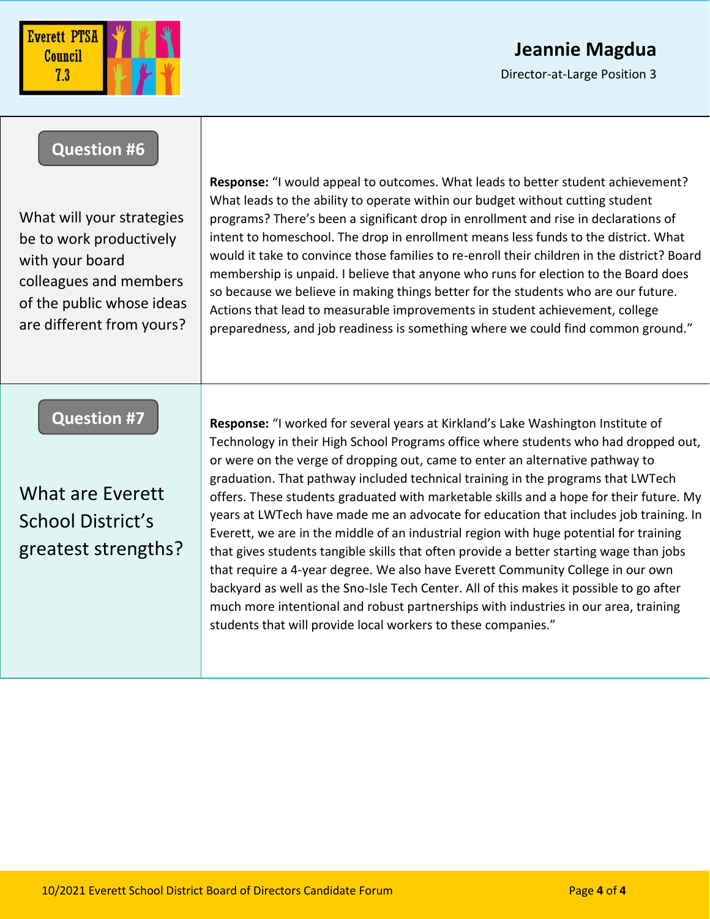# Jeannie Magdua

Director-at-Large Position 3

## Question #6

What will your strategies be to work productively with your board colleagues and members of the public whose ideas are different from yours?

**Response:** "I would appeal to outcomes. What leads to better student achievement? What leads to the ability to operate within our budget without cutting student programs? There's been a significant drop in enrollment and rise in declarations of intent to homeschool. The drop in enrollment means less funds to the district. What would it take to convince those families to re-enroll their children in the district? Board membership is unpaid. I believe that anyone who runs for election to the Board does so because we believe in making things better for the students who are our future. Actions that lead to measurable improvements in student achievement, college preparedness, and job readiness is something where we could find common ground."

## Question #7

What are Everett School District's greatest strengths?

**Response:** "I worked for several years at Kirkland's Lake Washington Institute of Technology in their High School Programs office where students who had dropped out, or were on the verge of dropping out, came to enter an alternative pathway to graduation. That pathway included technical training in the programs that LWTech offers. These students graduated with marketable skills and a hope for their future. My years at LWTech have made me an advocate for education that includes job training. In Everett, we are in the middle of an industrial region with huge potential for training that gives students tangible skills that often provide a better starting wage than jobs that require a 4-year degree. We also have Everett Community College in our own backyard as well as the Sno-Isle Tech Center. All of this makes it possible to go after much more intentional and robust partnerships with industries in our area, training students that will provide local workers to these companies."